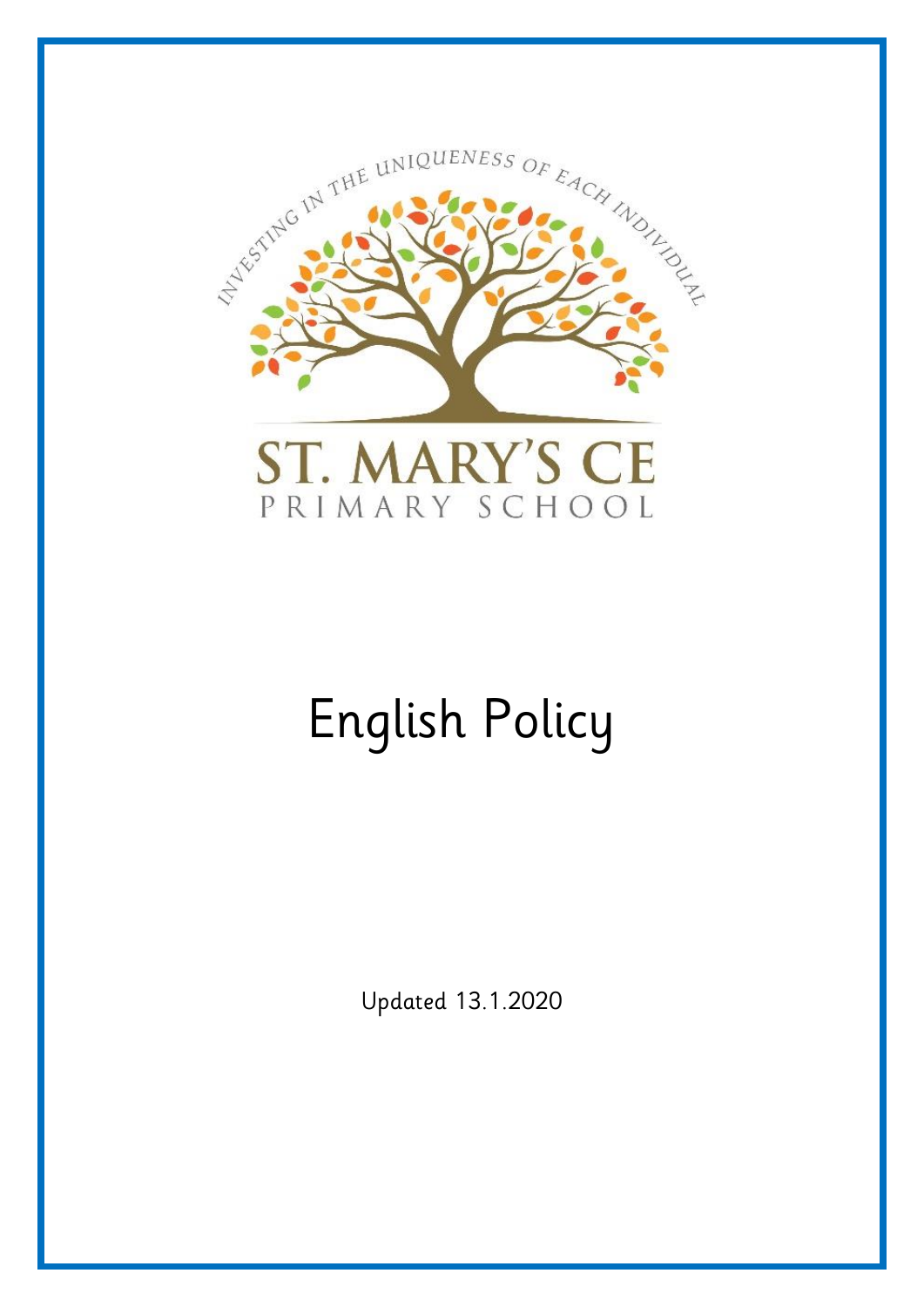INVESTING IN THE UNIQUENESS OF EACH INDIVIDUAL

ST. MARY'S CE

PRIMARY SCHOOL

# English Policy

Updated 13.1.2020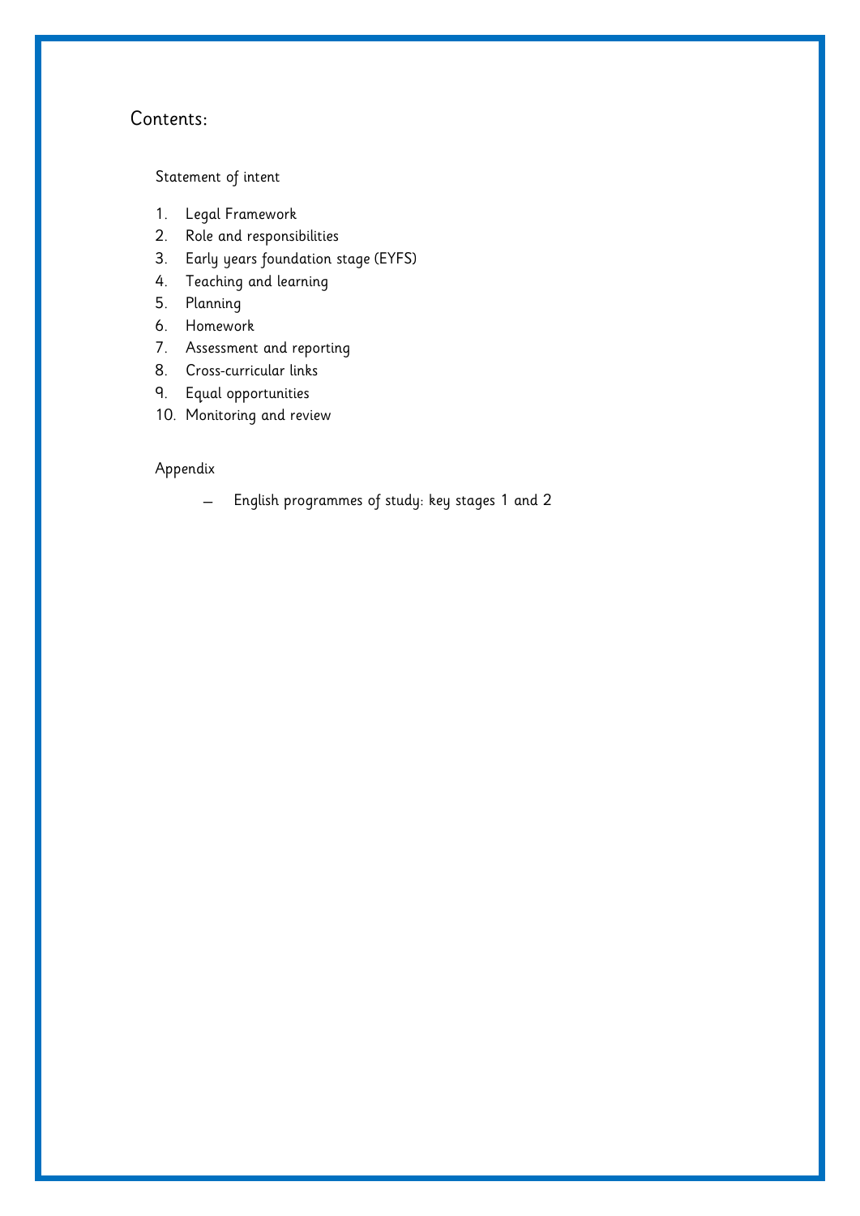## Contents:

Statement of intent

1. Legal Framework
2. Role and responsibilities
3. Early years foundation stage (EYFS)
4. Teaching and learning
5. Planning
6. Homework
7. Assessment and reporting
8. Cross-curricular links
9. Equal opportunities
10. Monitoring and review

Appendix

- English programmes of study: key stages 1 and 2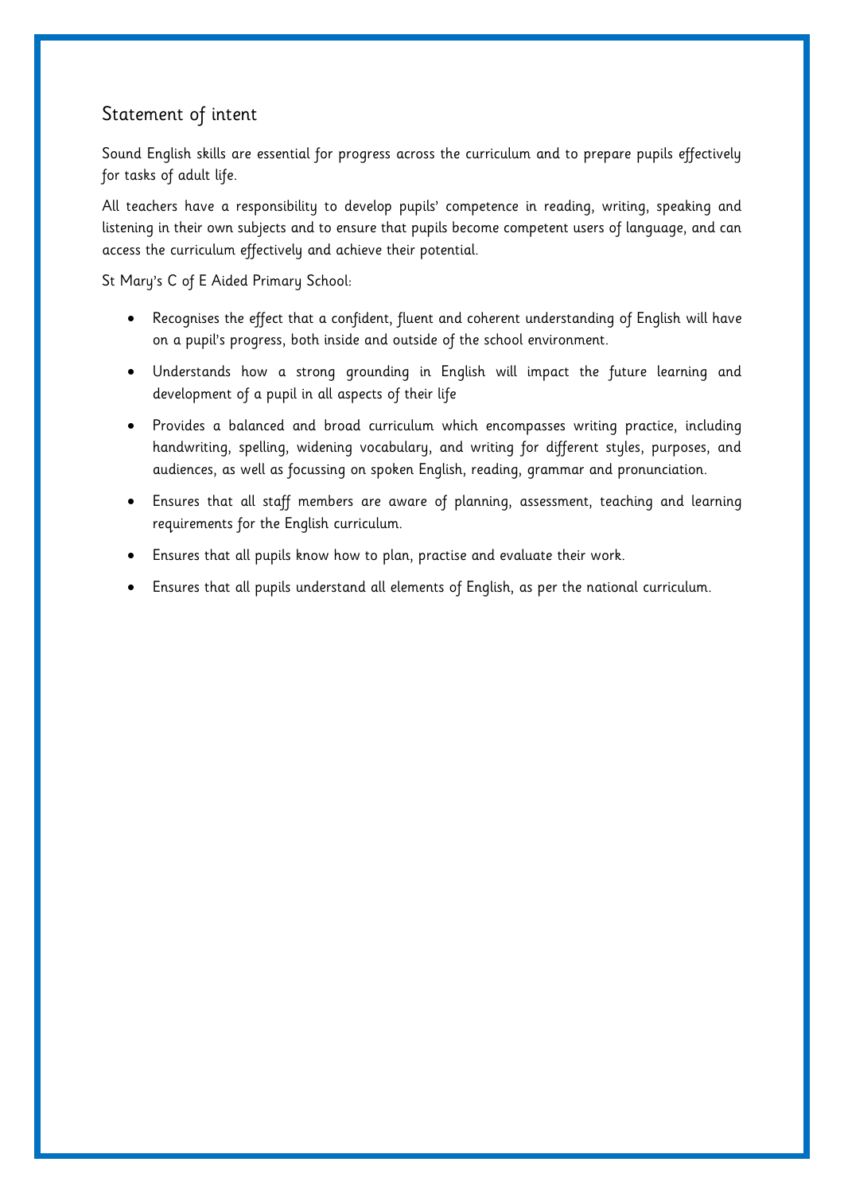## Statement of intent

Sound English skills are essential for progress across the curriculum and to prepare pupils effectively for tasks of adult life.

All teachers have a responsibility to develop pupils' competence in reading, writing, speaking and listening in their own subjects and to ensure that pupils become competent users of language, and can access the curriculum effectively and achieve their potential.

St Mary's C of E Aided Primary School:

- Recognises the effect that a confident, fluent and coherent understanding of English will have on a pupil's progress, both inside and outside of the school environment.
- Understands how a strong grounding in English will impact the future learning and development of a pupil in all aspects of their life
- Provides a balanced and broad curriculum which encompasses writing practice, including handwriting, spelling, widening vocabulary, and writing for different styles, purposes, and audiences, as well as focussing on spoken English, reading, grammar and pronunciation.
- Ensures that all staff members are aware of planning, assessment, teaching and learning requirements for the English curriculum.
- Ensures that all pupils know how to plan, practise and evaluate their work.
- Ensures that all pupils understand all elements of English, as per the national curriculum.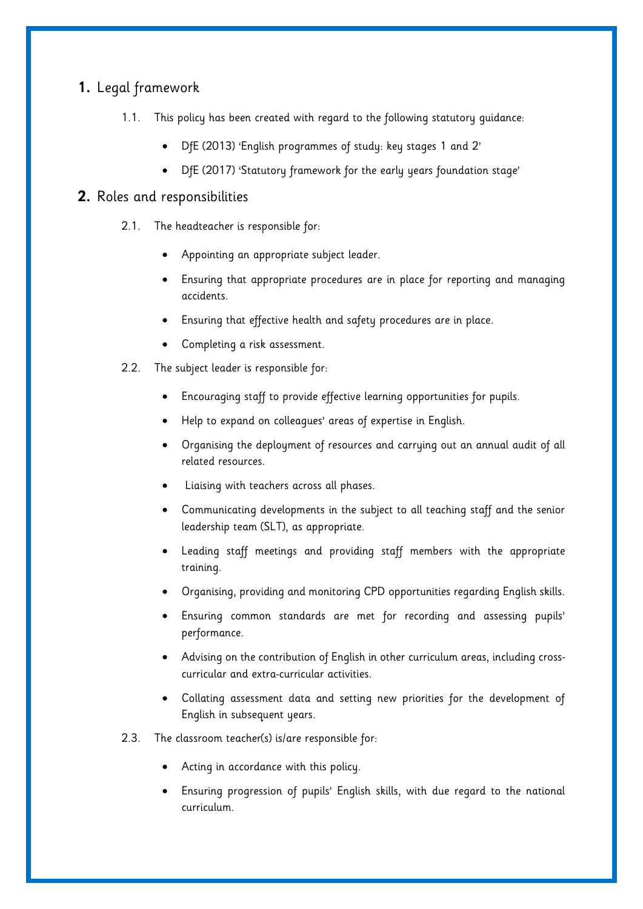## 1. Legal framework

1.1. This policy has been created with regard to the following statutory guidance:

- DfE (2013) 'English programmes of study: key stages 1 and 2'
- DfE (2017) 'Statutory framework for the early years foundation stage'

## 2. Roles and responsibilities

2.1. The headteacher is responsible for:

- Appointing an appropriate subject leader.
- Ensuring that appropriate procedures are in place for reporting and managing accidents.
- Ensuring that effective health and safety procedures are in place.
- Completing a risk assessment.

2.2. The subject leader is responsible for:

- Encouraging staff to provide effective learning opportunities for pupils.
- Help to expand on colleagues' areas of expertise in English.
- Organising the deployment of resources and carrying out an annual audit of all related resources.
- Liaising with teachers across all phases.
- Communicating developments in the subject to all teaching staff and the senior leadership team (SLT), as appropriate.
- Leading staff meetings and providing staff members with the appropriate training.
- Organising, providing and monitoring CPD opportunities regarding English skills.
- Ensuring common standards are met for recording and assessing pupils' performance.
- Advising on the contribution of English in other curriculum areas, including cross-curricular and extra-curricular activities.
- Collating assessment data and setting new priorities for the development of English in subsequent years.

2.3. The classroom teacher(s) is/are responsible for:

- Acting in accordance with this policy.
- Ensuring progression of pupils' English skills, with due regard to the national curriculum.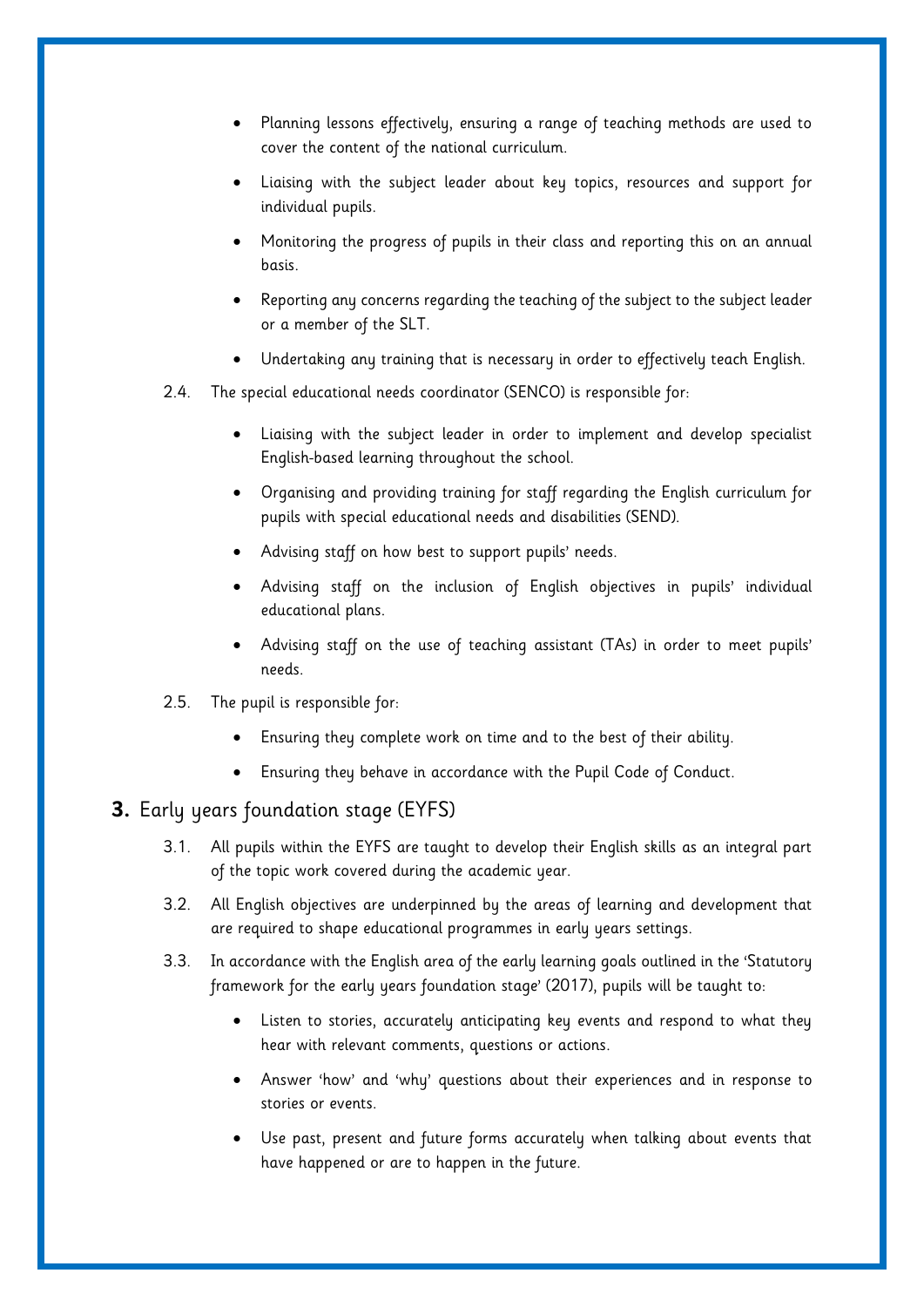- Planning lessons effectively, ensuring a range of teaching methods are used to cover the content of the national curriculum.
- Liaising with the subject leader about key topics, resources and support for individual pupils.
- Monitoring the progress of pupils in their class and reporting this on an annual basis.
- Reporting any concerns regarding the teaching of the subject to the subject leader or a member of the SLT.
- Undertaking any training that is necessary in order to effectively teach English.

2.4. The special educational needs coordinator (SENCO) is responsible for:

- Liaising with the subject leader in order to implement and develop specialist English-based learning throughout the school.
- Organising and providing training for staff regarding the English curriculum for pupils with special educational needs and disabilities (SEND).
- Advising staff on how best to support pupils' needs.
- Advising staff on the inclusion of English objectives in pupils' individual educational plans.
- Advising staff on the use of teaching assistant (TAs) in order to meet pupils' needs.

2.5. The pupil is responsible for:

- Ensuring they complete work on time and to the best of their ability.
- Ensuring they behave in accordance with the Pupil Code of Conduct.

## **3.** Early years foundation stage (EYFS)

3.1. All pupils within the EYFS are taught to develop their English skills as an integral part of the topic work covered during the academic year.

3.2. All English objectives are underpinned by the areas of learning and development that are required to shape educational programmes in early years settings.

3.3. In accordance with the English area of the early learning goals outlined in the 'Statutory framework for the early years foundation stage' (2017), pupils will be taught to:

- Listen to stories, accurately anticipating key events and respond to what they hear with relevant comments, questions or actions.
- Answer 'how' and 'why' questions about their experiences and in response to stories or events.
- Use past, present and future forms accurately when talking about events that have happened or are to happen in the future.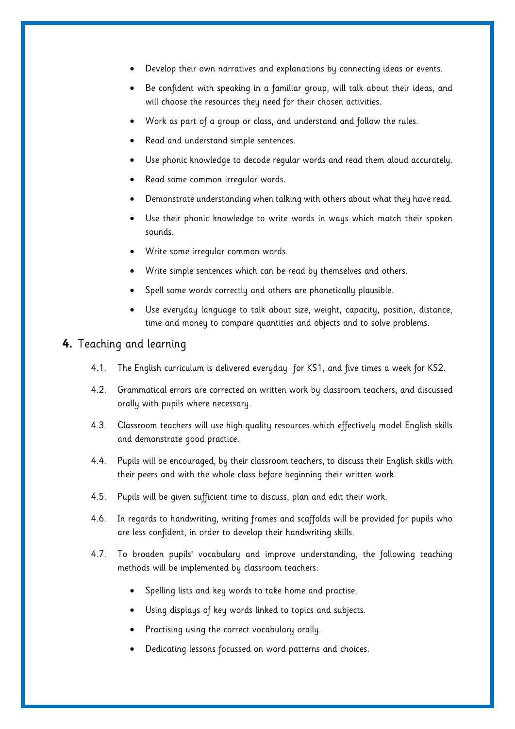- Develop their own narratives and explanations by connecting ideas or events.
- Be confident with speaking in a familiar group, will talk about their ideas, and will choose the resources they need for their chosen activities.
- Work as part of a group or class, and understand and follow the rules.
- Read and understand simple sentences.
- Use phonic knowledge to decode regular words and read them aloud accurately.
- Read some common irregular words.
- Demonstrate understanding when talking with others about what they have read.
- Use their phonic knowledge to write words in ways which match their spoken sounds.
- Write some irregular common words.
- Write simple sentences which can be read by themselves and others.
- Spell some words correctly and others are phonetically plausible.
- Use everyday language to talk about size, weight, capacity, position, distance, time and money to compare quantities and objects and to solve problems.

## 4. Teaching and learning

4.1. The English curriculum is delivered everyday  for KS1, and five times a week for KS2.

4.2. Grammatical errors are corrected on written work by classroom teachers, and discussed orally with pupils where necessary.

4.3. Classroom teachers will use high-quality resources which effectively model English skills and demonstrate good practice.

4.4. Pupils will be encouraged, by their classroom teachers, to discuss their English skills with their peers and with the whole class before beginning their written work.

4.5. Pupils will be given sufficient time to discuss, plan and edit their work.

4.6. In regards to handwriting, writing frames and scaffolds will be provided for pupils who are less confident, in order to develop their handwriting skills.

4.7. To broaden pupils' vocabulary and improve understanding, the following teaching methods will be implemented by classroom teachers:

- Spelling lists and key words to take home and practise.
- Using displays of key words linked to topics and subjects.
- Practising using the correct vocabulary orally.
- Dedicating lessons focussed on word patterns and choices.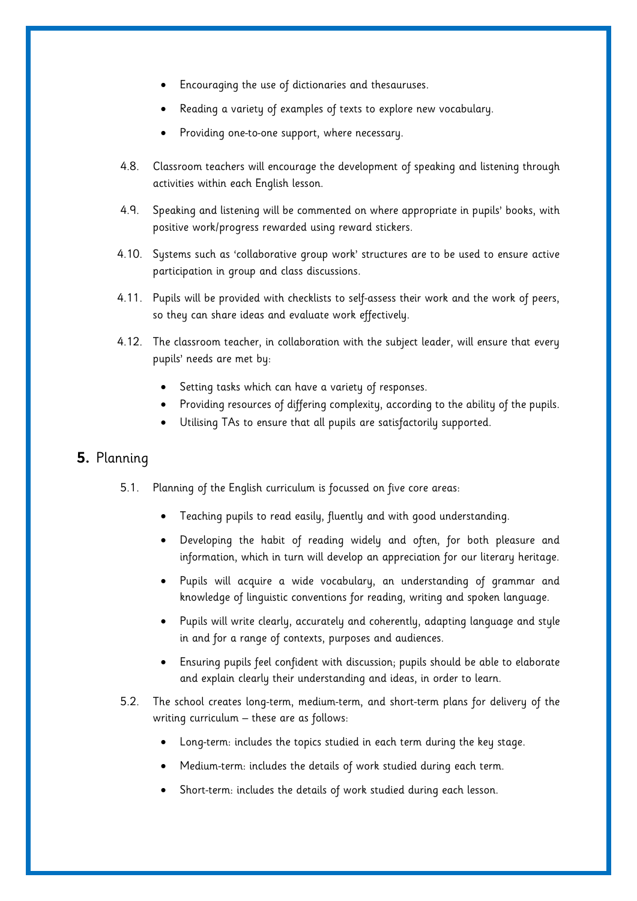- Encouraging the use of dictionaries and thesauruses.
- Reading a variety of examples of texts to explore new vocabulary.
- Providing one-to-one support, where necessary.

4.8. Classroom teachers will encourage the development of speaking and listening through activities within each English lesson.

4.9. Speaking and listening will be commented on where appropriate in pupils' books, with positive work/progress rewarded using reward stickers.

4.10. Systems such as 'collaborative group work' structures are to be used to ensure active participation in group and class discussions.

4.11. Pupils will be provided with checklists to self-assess their work and the work of peers, so they can share ideas and evaluate work effectively.

4.12. The classroom teacher, in collaboration with the subject leader, will ensure that every pupils' needs are met by:

- Setting tasks which can have a variety of responses.
- Providing resources of differing complexity, according to the ability of the pupils.
- Utilising TAs to ensure that all pupils are satisfactorily supported.

## 5. Planning

5.1. Planning of the English curriculum is focussed on five core areas:

- Teaching pupils to read easily, fluently and with good understanding.
- Developing the habit of reading widely and often, for both pleasure and information, which in turn will develop an appreciation for our literary heritage.
- Pupils will acquire a wide vocabulary, an understanding of grammar and knowledge of linguistic conventions for reading, writing and spoken language.
- Pupils will write clearly, accurately and coherently, adapting language and style in and for a range of contexts, purposes and audiences.
- Ensuring pupils feel confident with discussion; pupils should be able to elaborate and explain clearly their understanding and ideas, in order to learn.

5.2. The school creates long-term, medium-term, and short-term plans for delivery of the writing curriculum – these are as follows:

- Long-term: includes the topics studied in each term during the key stage.
- Medium-term: includes the details of work studied during each term.
- Short-term: includes the details of work studied during each lesson.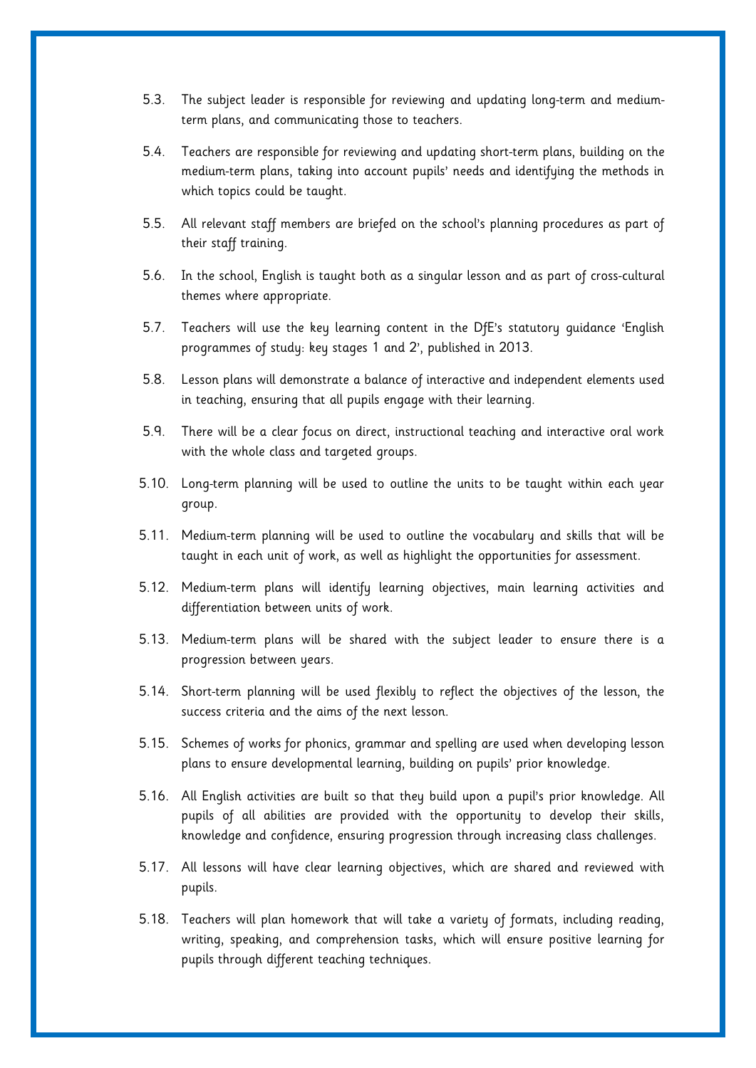5.3. The subject leader is responsible for reviewing and updating long-term and medium-term plans, and communicating those to teachers.

5.4. Teachers are responsible for reviewing and updating short-term plans, building on the medium-term plans, taking into account pupils' needs and identifying the methods in which topics could be taught.

5.5. All relevant staff members are briefed on the school's planning procedures as part of their staff training.

5.6. In the school, English is taught both as a singular lesson and as part of cross-cultural themes where appropriate.

5.7. Teachers will use the key learning content in the DfE's statutory guidance 'English programmes of study: key stages 1 and 2', published in 2013.

5.8. Lesson plans will demonstrate a balance of interactive and independent elements used in teaching, ensuring that all pupils engage with their learning.

5.9. There will be a clear focus on direct, instructional teaching and interactive oral work with the whole class and targeted groups.

5.10. Long-term planning will be used to outline the units to be taught within each year group.

5.11. Medium-term planning will be used to outline the vocabulary and skills that will be taught in each unit of work, as well as highlight the opportunities for assessment.

5.12. Medium-term plans will identify learning objectives, main learning activities and differentiation between units of work.

5.13. Medium-term plans will be shared with the subject leader to ensure there is a progression between years.

5.14. Short-term planning will be used flexibly to reflect the objectives of the lesson, the success criteria and the aims of the next lesson.

5.15. Schemes of works for phonics, grammar and spelling are used when developing lesson plans to ensure developmental learning, building on pupils' prior knowledge.

5.16. All English activities are built so that they build upon a pupil's prior knowledge. All pupils of all abilities are provided with the opportunity to develop their skills, knowledge and confidence, ensuring progression through increasing class challenges.

5.17. All lessons will have clear learning objectives, which are shared and reviewed with pupils.

5.18. Teachers will plan homework that will take a variety of formats, including reading, writing, speaking, and comprehension tasks, which will ensure positive learning for pupils through different teaching techniques.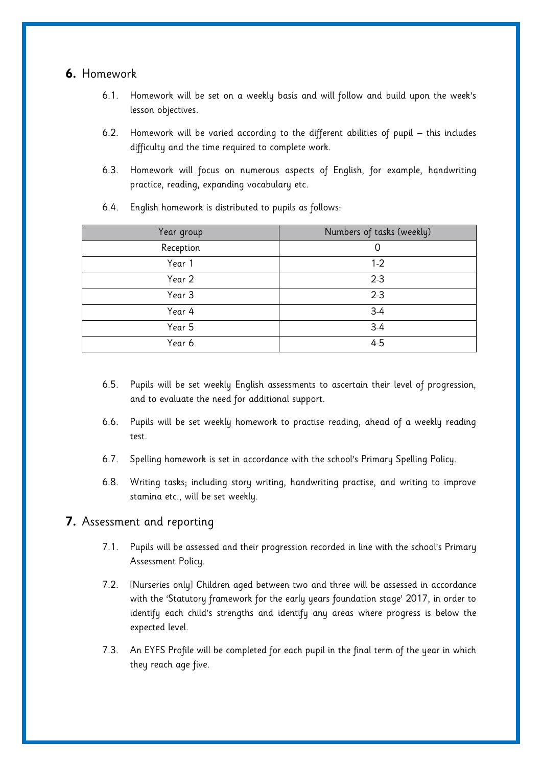## 6. Homework

6.1. Homework will be set on a weekly basis and will follow and build upon the week's lesson objectives.

6.2. Homework will be varied according to the different abilities of pupil – this includes difficulty and the time required to complete work.

6.3. Homework will focus on numerous aspects of English, for example, handwriting practice, reading, expanding vocabulary etc.

6.4. English homework is distributed to pupils as follows:

| Year group | Numbers of tasks (weekly) |
| --- | --- |
| Reception | 0 |
| Year 1 | 1-2 |
| Year 2 | 2-3 |
| Year 3 | 2-3 |
| Year 4 | 3-4 |
| Year 5 | 3-4 |
| Year 6 | 4-5 |

6.5. Pupils will be set weekly English assessments to ascertain their level of progression, and to evaluate the need for additional support.

6.6. Pupils will be set weekly homework to practise reading, ahead of a weekly reading test.

6.7. Spelling homework is set in accordance with the school's Primary Spelling Policy.

6.8. Writing tasks; including story writing, handwriting practise, and writing to improve stamina etc., will be set weekly.

## 7. Assessment and reporting

7.1. Pupils will be assessed and their progression recorded in line with the school's Primary Assessment Policy.

7.2. [Nurseries only] Children aged between two and three will be assessed in accordance with the 'Statutory framework for the early years foundation stage' 2017, in order to identify each child's strengths and identify any areas where progress is below the expected level.

7.3. An EYFS Profile will be completed for each pupil in the final term of the year in which they reach age five.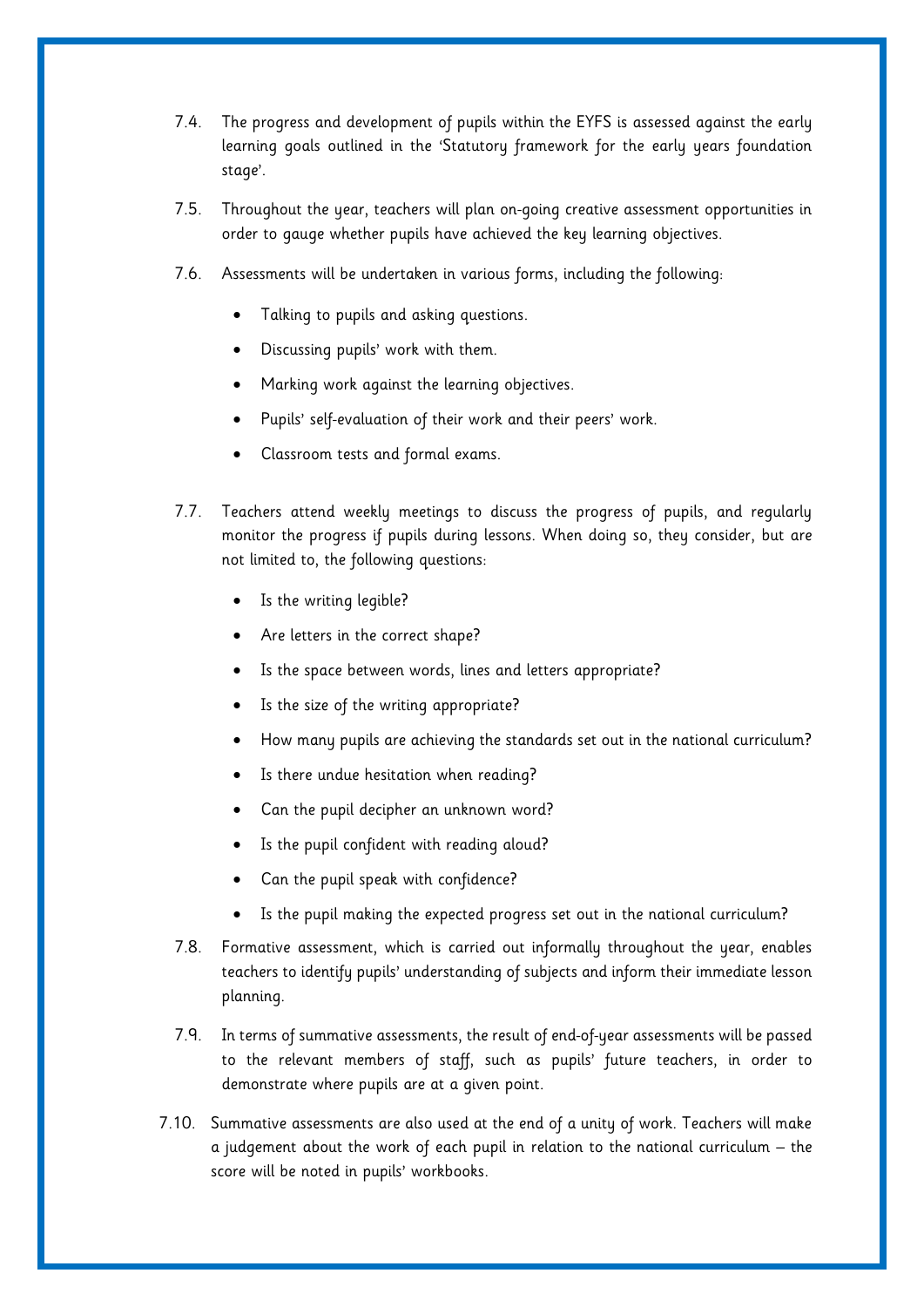7.4. The progress and development of pupils within the EYFS is assessed against the early learning goals outlined in the 'Statutory framework for the early years foundation stage'.

7.5. Throughout the year, teachers will plan on-going creative assessment opportunities in order to gauge whether pupils have achieved the key learning objectives.

7.6. Assessments will be undertaken in various forms, including the following:

- Talking to pupils and asking questions.
- Discussing pupils' work with them.
- Marking work against the learning objectives.
- Pupils' self-evaluation of their work and their peers' work.
- Classroom tests and formal exams.

7.7. Teachers attend weekly meetings to discuss the progress of pupils, and regularly monitor the progress if pupils during lessons. When doing so, they consider, but are not limited to, the following questions:

- Is the writing legible?
- Are letters in the correct shape?
- Is the space between words, lines and letters appropriate?
- Is the size of the writing appropriate?
- How many pupils are achieving the standards set out in the national curriculum?
- Is there undue hesitation when reading?
- Can the pupil decipher an unknown word?
- Is the pupil confident with reading aloud?
- Can the pupil speak with confidence?
- Is the pupil making the expected progress set out in the national curriculum?

7.8. Formative assessment, which is carried out informally throughout the year, enables teachers to identify pupils' understanding of subjects and inform their immediate lesson planning.

7.9. In terms of summative assessments, the result of end-of-year assessments will be passed to the relevant members of staff, such as pupils' future teachers, in order to demonstrate where pupils are at a given point.

7.10. Summative assessments are also used at the end of a unity of work. Teachers will make a judgement about the work of each pupil in relation to the national curriculum – the score will be noted in pupils' workbooks.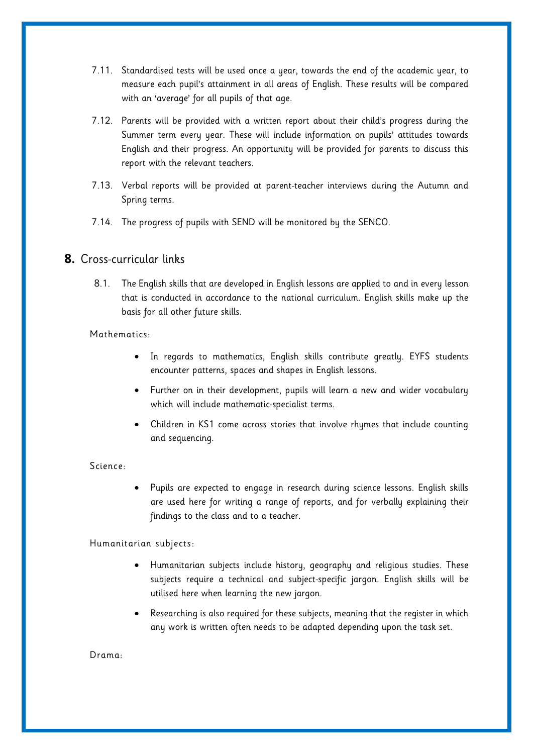7.11. Standardised tests will be used once a year, towards the end of the academic year, to measure each pupil's attainment in all areas of English. These results will be compared with an 'average' for all pupils of that age.

7.12. Parents will be provided with a written report about their child's progress during the Summer term every year. These will include information on pupils' attitudes towards English and their progress. An opportunity will be provided for parents to discuss this report with the relevant teachers.

7.13. Verbal reports will be provided at parent-teacher interviews during the Autumn and Spring terms.

7.14. The progress of pupils with SEND will be monitored by the SENCO.

## 8. Cross-curricular links

8.1. The English skills that are developed in English lessons are applied to and in every lesson that is conducted in accordance to the national curriculum. English skills make up the basis for all other future skills.

Mathematics:

- In regards to mathematics, English skills contribute greatly. EYFS students encounter patterns, spaces and shapes in English lessons.
- Further on in their development, pupils will learn a new and wider vocabulary which will include mathematic-specialist terms.
- Children in KS1 come across stories that involve rhymes that include counting and sequencing.

Science:

- Pupils are expected to engage in research during science lessons. English skills are used here for writing a range of reports, and for verbally explaining their findings to the class and to a teacher.

Humanitarian subjects:

- Humanitarian subjects include history, geography and religious studies. These subjects require a technical and subject-specific jargon. English skills will be utilised here when learning the new jargon.
- Researching is also required for these subjects, meaning that the register in which any work is written often needs to be adapted depending upon the task set.

Drama: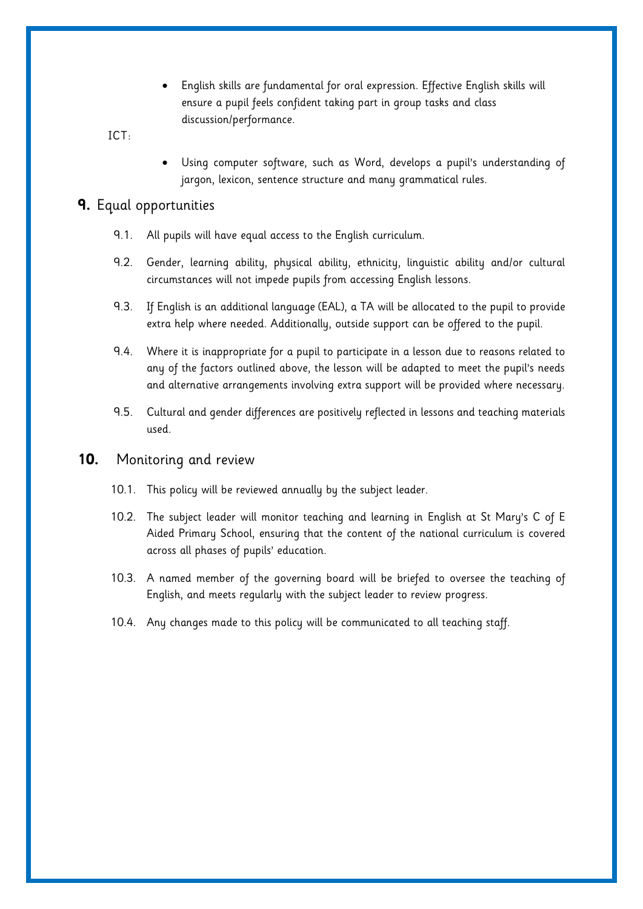- English skills are fundamental for oral expression. Effective English skills will ensure a pupil feels confident taking part in group tasks and class discussion/performance.

ICT:

- Using computer software, such as Word, develops a pupil's understanding of jargon, lexicon, sentence structure and many grammatical rules.

## 9. Equal opportunities

9.1. All pupils will have equal access to the English curriculum.

9.2. Gender, learning ability, physical ability, ethnicity, linguistic ability and/or cultural circumstances will not impede pupils from accessing English lessons.

9.3. If English is an additional language (EAL), a TA will be allocated to the pupil to provide extra help where needed. Additionally, outside support can be offered to the pupil.

9.4. Where it is inappropriate for a pupil to participate in a lesson due to reasons related to any of the factors outlined above, the lesson will be adapted to meet the pupil's needs and alternative arrangements involving extra support will be provided where necessary.

9.5. Cultural and gender differences are positively reflected in lessons and teaching materials used.

## 10. Monitoring and review

10.1. This policy will be reviewed annually by the subject leader.

10.2. The subject leader will monitor teaching and learning in English at St Mary's C of E Aided Primary School, ensuring that the content of the national curriculum is covered across all phases of pupils' education.

10.3. A named member of the governing board will be briefed to oversee the teaching of English, and meets regularly with the subject leader to review progress.

10.4. Any changes made to this policy will be communicated to all teaching staff.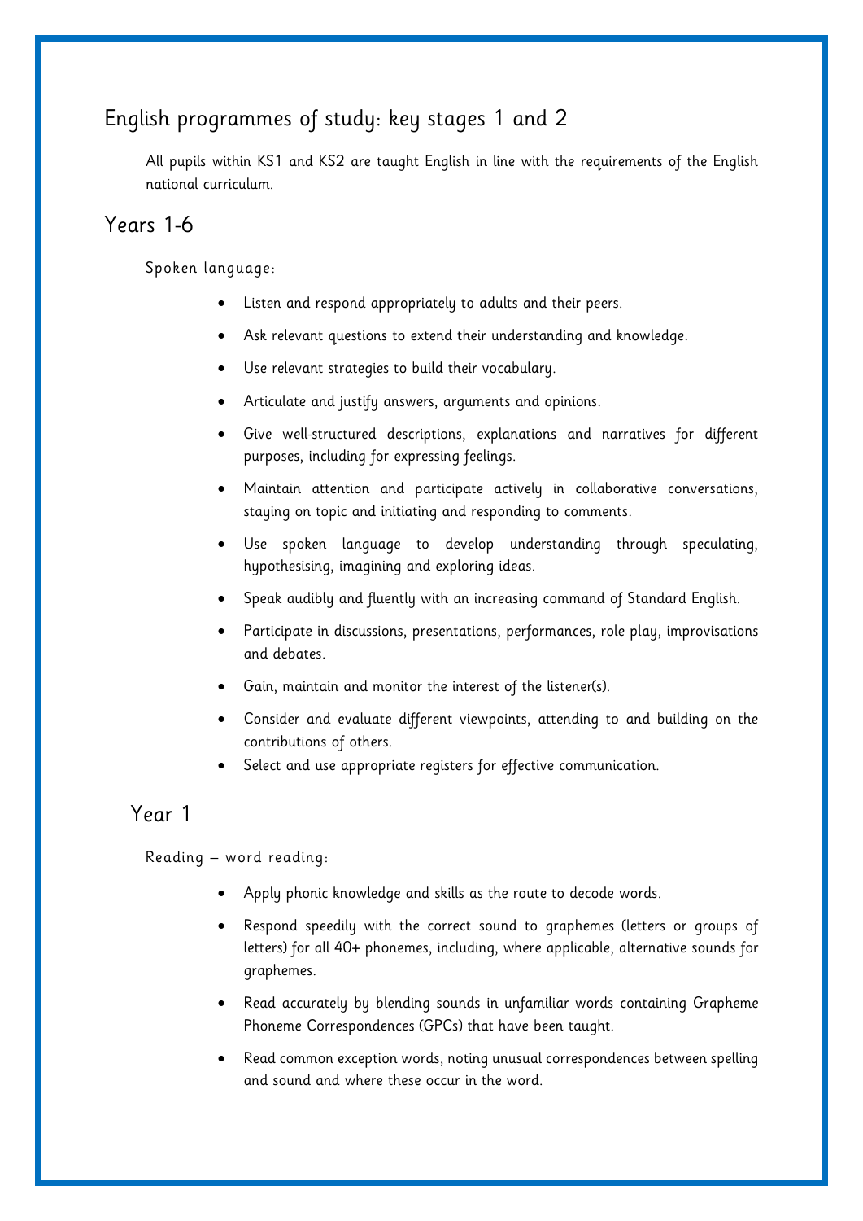## English programmes of study: key stages 1 and 2

All pupils within KS1 and KS2 are taught English in line with the requirements of the English national curriculum.

## Years 1-6

Spoken language:

- Listen and respond appropriately to adults and their peers.
- Ask relevant questions to extend their understanding and knowledge.
- Use relevant strategies to build their vocabulary.
- Articulate and justify answers, arguments and opinions.
- Give well-structured descriptions, explanations and narratives for different purposes, including for expressing feelings.
- Maintain attention and participate actively in collaborative conversations, staying on topic and initiating and responding to comments.
- Use spoken language to develop understanding through speculating, hypothesising, imagining and exploring ideas.
- Speak audibly and fluently with an increasing command of Standard English.
- Participate in discussions, presentations, performances, role play, improvisations and debates.
- Gain, maintain and monitor the interest of the listener(s).
- Consider and evaluate different viewpoints, attending to and building on the contributions of others.
- Select and use appropriate registers for effective communication.

### Year 1

Reading – word reading:

- Apply phonic knowledge and skills as the route to decode words.
- Respond speedily with the correct sound to graphemes (letters or groups of letters) for all 40+ phonemes, including, where applicable, alternative sounds for graphemes.
- Read accurately by blending sounds in unfamiliar words containing Grapheme Phoneme Correspondences (GPCs) that have been taught.
- Read common exception words, noting unusual correspondences between spelling and sound and where these occur in the word.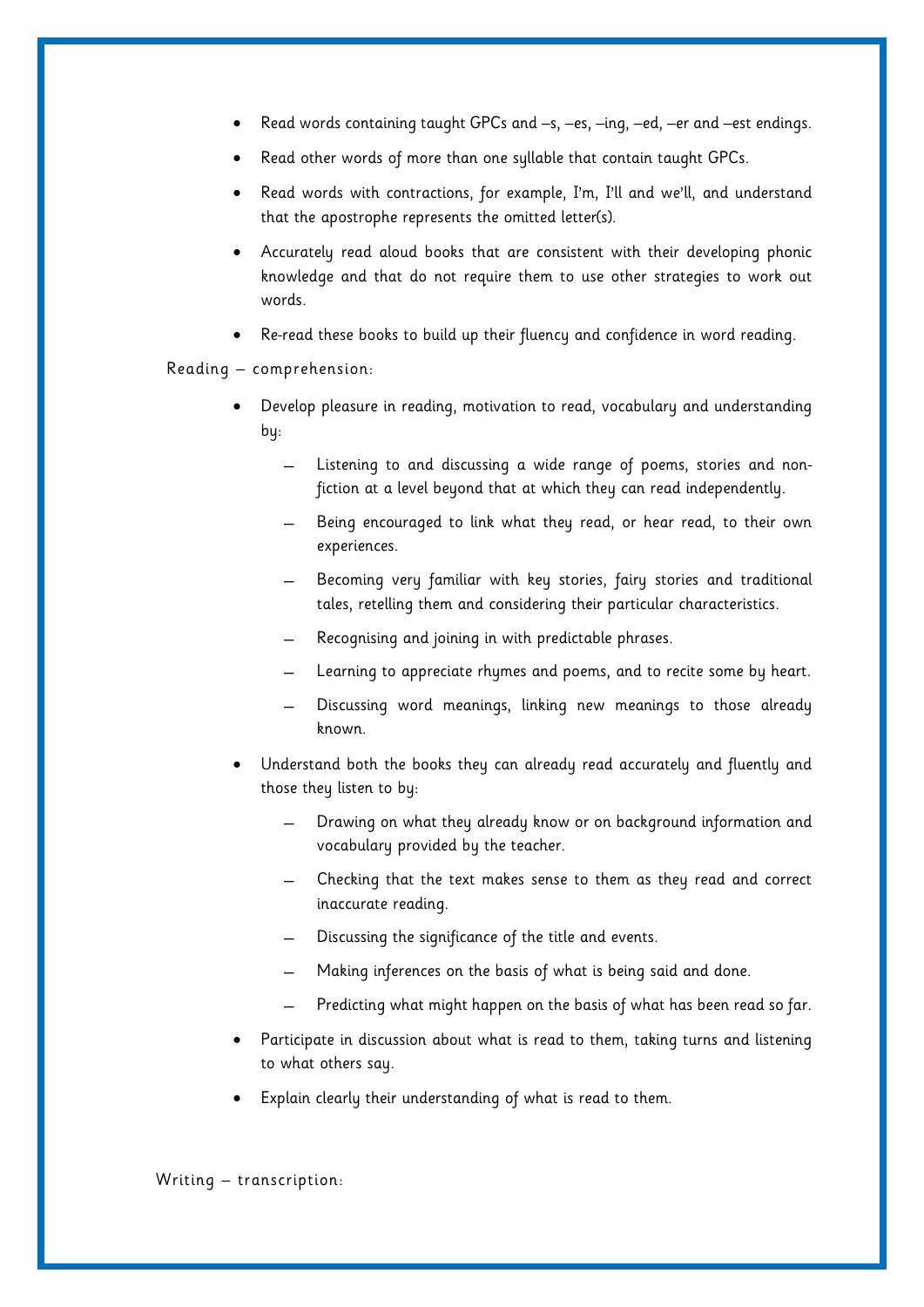- Read words containing taught GPCs and –s, –es, –ing, –ed, –er and –est endings.
- Read other words of more than one syllable that contain taught GPCs.
- Read words with contractions, for example, I'm, I'll and we'll, and understand that the apostrophe represents the omitted letter(s).
- Accurately read aloud books that are consistent with their developing phonic knowledge and that do not require them to use other strategies to work out words.
- Re-read these books to build up their fluency and confidence in word reading.

Reading – comprehension:

- Develop pleasure in reading, motivation to read, vocabulary and understanding by:
  - Listening to and discussing a wide range of poems, stories and non-fiction at a level beyond that at which they can read independently.
  - Being encouraged to link what they read, or hear read, to their own experiences.
  - Becoming very familiar with key stories, fairy stories and traditional tales, retelling them and considering their particular characteristics.
  - Recognising and joining in with predictable phrases.
  - Learning to appreciate rhymes and poems, and to recite some by heart.
  - Discussing word meanings, linking new meanings to those already known.
- Understand both the books they can already read accurately and fluently and those they listen to by:
  - Drawing on what they already know or on background information and vocabulary provided by the teacher.
  - Checking that the text makes sense to them as they read and correct inaccurate reading.
  - Discussing the significance of the title and events.
  - Making inferences on the basis of what is being said and done.
  - Predicting what might happen on the basis of what has been read so far.
- Participate in discussion about what is read to them, taking turns and listening to what others say.
- Explain clearly their understanding of what is read to them.

Writing – transcription: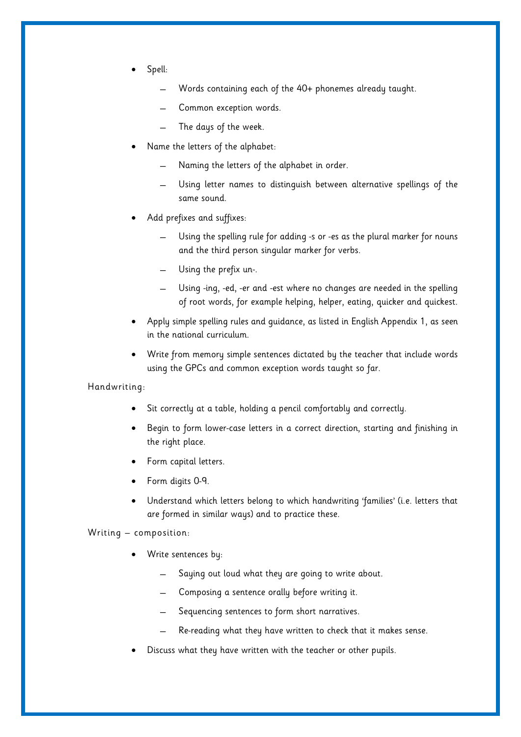- Spell:
  - Words containing each of the 40+ phonemes already taught.
  - Common exception words.
  - The days of the week.
- Name the letters of the alphabet:
  - Naming the letters of the alphabet in order.
  - Using letter names to distinguish between alternative spellings of the same sound.
- Add prefixes and suffixes:
  - Using the spelling rule for adding -s or -es as the plural marker for nouns and the third person singular marker for verbs.
  - Using the prefix un-.
  - Using -ing, -ed, -er and -est where no changes are needed in the spelling of root words, for example helping, helper, eating, quicker and quickest.
- Apply simple spelling rules and guidance, as listed in English Appendix 1, as seen in the national curriculum.
- Write from memory simple sentences dictated by the teacher that include words using the GPCs and common exception words taught so far.

Handwriting:

- Sit correctly at a table, holding a pencil comfortably and correctly.
- Begin to form lower-case letters in a correct direction, starting and finishing in the right place.
- Form capital letters.
- Form digits 0-9.
- Understand which letters belong to which handwriting 'families' (i.e. letters that are formed in similar ways) and to practice these.

Writing – composition:

- Write sentences by:
  - Saying out loud what they are going to write about.
  - Composing a sentence orally before writing it.
  - Sequencing sentences to form short narratives.
  - Re-reading what they have written to check that it makes sense.
- Discuss what they have written with the teacher or other pupils.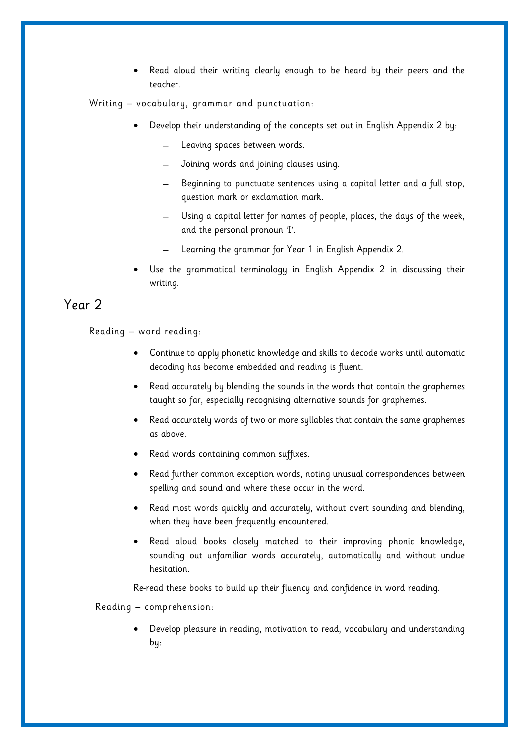- Read aloud their writing clearly enough to be heard by their peers and the teacher.

Writing – vocabulary, grammar and punctuation:

- Develop their understanding of the concepts set out in English Appendix 2 by:
  - Leaving spaces between words.
  - Joining words and joining clauses using.
  - Beginning to punctuate sentences using a capital letter and a full stop, question mark or exclamation mark.
  - Using a capital letter for names of people, places, the days of the week, and the personal pronoun 'I'.
  - Learning the grammar for Year 1 in English Appendix 2.
- Use the grammatical terminology in English Appendix 2 in discussing their writing.

## Year 2

Reading – word reading:

- Continue to apply phonetic knowledge and skills to decode works until automatic decoding has become embedded and reading is fluent.
- Read accurately by blending the sounds in the words that contain the graphemes taught so far, especially recognising alternative sounds for graphemes.
- Read accurately words of two or more syllables that contain the same graphemes as above.
- Read words containing common suffixes.
- Read further common exception words, noting unusual correspondences between spelling and sound and where these occur in the word.
- Read most words quickly and accurately, without overt sounding and blending, when they have been frequently encountered.
- Read aloud books closely matched to their improving phonic knowledge, sounding out unfamiliar words accurately, automatically and without undue hesitation.

Re-read these books to build up their fluency and confidence in word reading.

Reading – comprehension:

- Develop pleasure in reading, motivation to read, vocabulary and understanding by: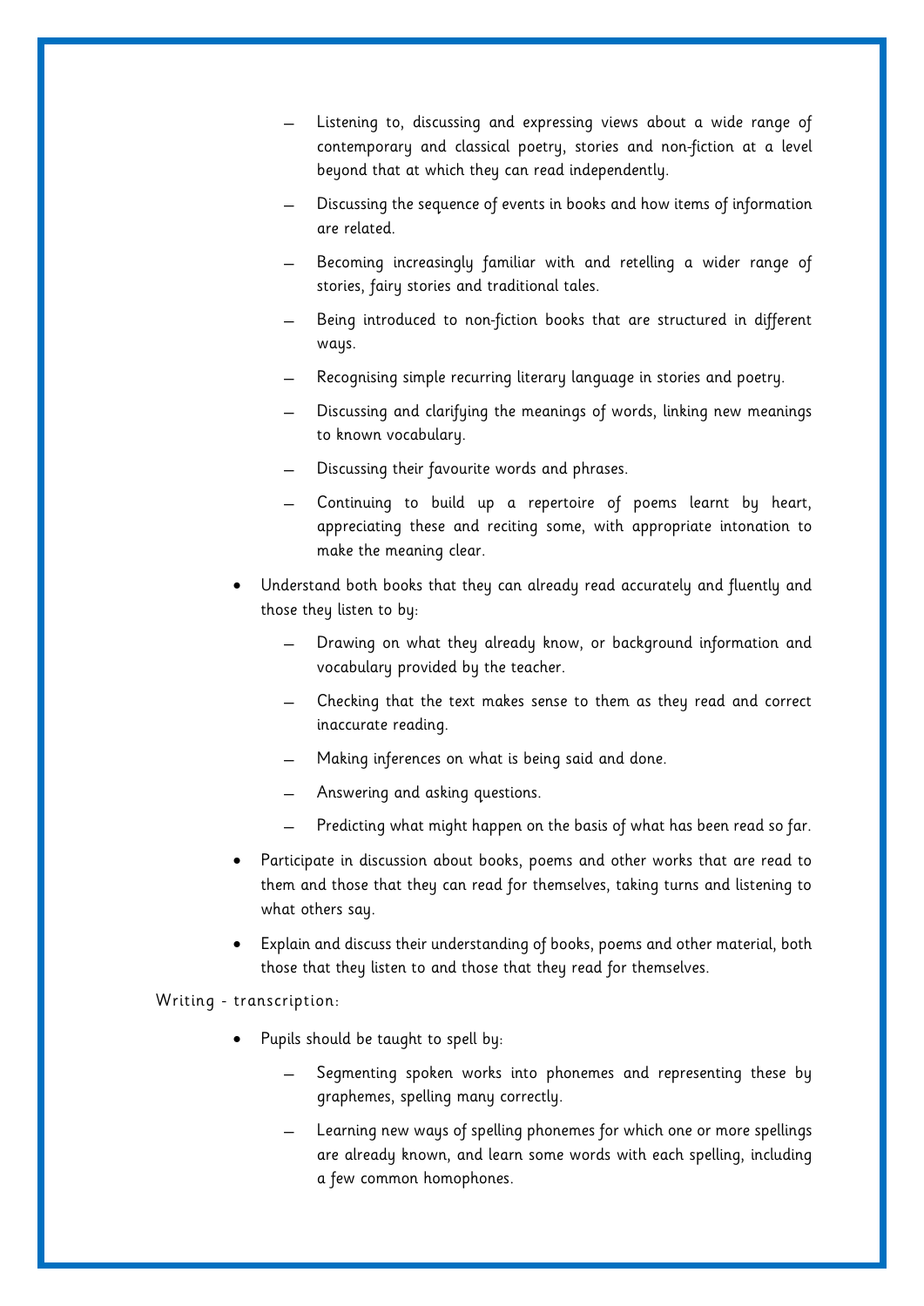- Listening to, discussing and expressing views about a wide range of contemporary and classical poetry, stories and non-fiction at a level beyond that at which they can read independently.
  - Discussing the sequence of events in books and how items of information are related.
  - Becoming increasingly familiar with and retelling a wider range of stories, fairy stories and traditional tales.
  - Being introduced to non-fiction books that are structured in different ways.
  - Recognising simple recurring literary language in stories and poetry.
  - Discussing and clarifying the meanings of words, linking new meanings to known vocabulary.
  - Discussing their favourite words and phrases.
  - Continuing to build up a repertoire of poems learnt by heart, appreciating these and reciting some, with appropriate intonation to make the meaning clear.
- Understand both books that they can already read accurately and fluently and those they listen to by:
  - Drawing on what they already know, or background information and vocabulary provided by the teacher.
  - Checking that the text makes sense to them as they read and correct inaccurate reading.
  - Making inferences on what is being said and done.
  - Answering and asking questions.
  - Predicting what might happen on the basis of what has been read so far.
- Participate in discussion about books, poems and other works that are read to them and those that they can read for themselves, taking turns and listening to what others say.
- Explain and discuss their understanding of books, poems and other material, both those that they listen to and those that they read for themselves.

Writing - transcription:

- Pupils should be taught to spell by:
  - Segmenting spoken works into phonemes and representing these by graphemes, spelling many correctly.
  - Learning new ways of spelling phonemes for which one or more spellings are already known, and learn some words with each spelling, including a few common homophones.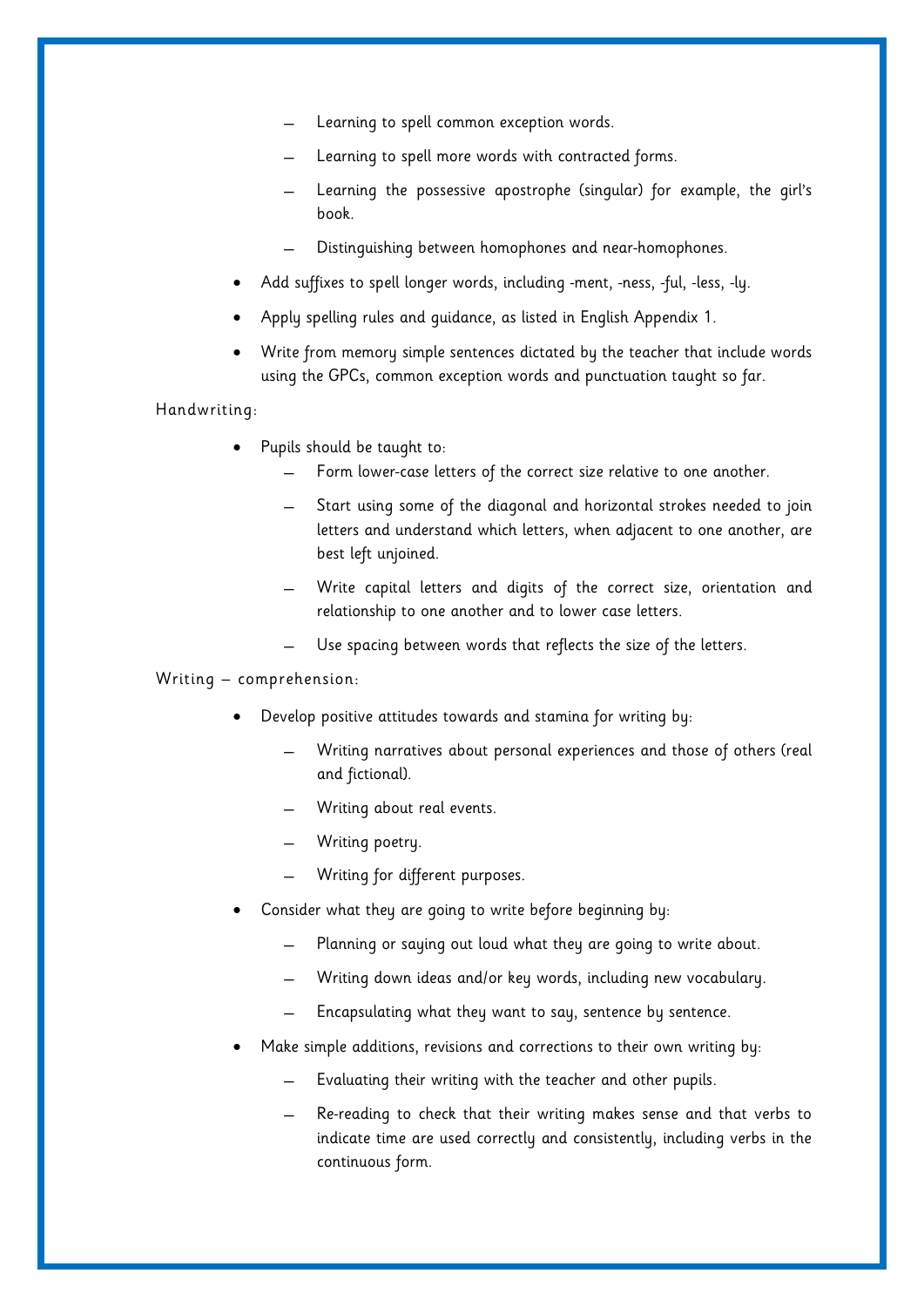- Learning to spell common exception words.
  - Learning to spell more words with contracted forms.
  - Learning the possessive apostrophe (singular) for example, the girl's book.
  - Distinguishing between homophones and near-homophones.
- Add suffixes to spell longer words, including -ment, -ness, -ful, -less, -ly.
- Apply spelling rules and guidance, as listed in English Appendix 1.
- Write from memory simple sentences dictated by the teacher that include words using the GPCs, common exception words and punctuation taught so far.

Handwriting:

- Pupils should be taught to:
  - Form lower-case letters of the correct size relative to one another.
  - Start using some of the diagonal and horizontal strokes needed to join letters and understand which letters, when adjacent to one another, are best left unjoined.
  - Write capital letters and digits of the correct size, orientation and relationship to one another and to lower case letters.
  - Use spacing between words that reflects the size of the letters.

Writing – comprehension:

- Develop positive attitudes towards and stamina for writing by:
  - Writing narratives about personal experiences and those of others (real and fictional).
  - Writing about real events.
  - Writing poetry.
  - Writing for different purposes.
- Consider what they are going to write before beginning by:
  - Planning or saying out loud what they are going to write about.
  - Writing down ideas and/or key words, including new vocabulary.
  - Encapsulating what they want to say, sentence by sentence.
- Make simple additions, revisions and corrections to their own writing by:
  - Evaluating their writing with the teacher and other pupils.
  - Re-reading to check that their writing makes sense and that verbs to indicate time are used correctly and consistently, including verbs in the continuous form.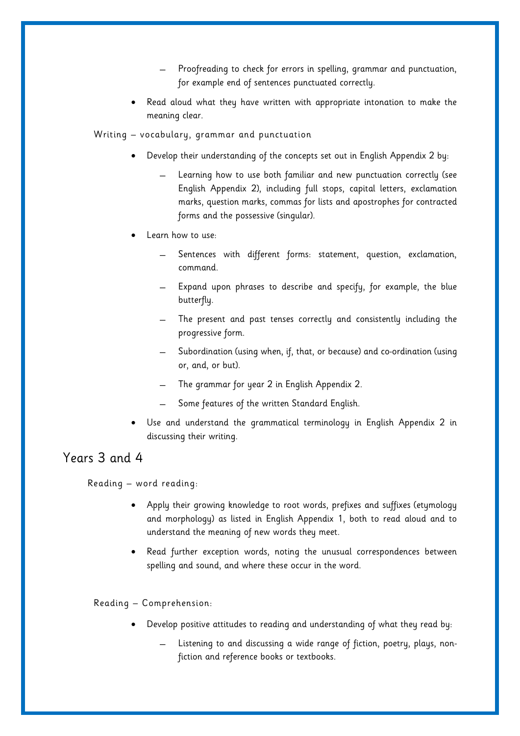- Proofreading to check for errors in spelling, grammar and punctuation, for example end of sentences punctuated correctly.
- Read aloud what they have written with appropriate intonation to make the meaning clear.

Writing – vocabulary, grammar and punctuation

- Develop their understanding of the concepts set out in English Appendix 2 by:
  - Learning how to use both familiar and new punctuation correctly (see English Appendix 2), including full stops, capital letters, exclamation marks, question marks, commas for lists and apostrophes for contracted forms and the possessive (singular).
- Learn how to use:
  - Sentences with different forms: statement, question, exclamation, command.
  - Expand upon phrases to describe and specify, for example, the blue butterfly.
  - The present and past tenses correctly and consistently including the progressive form.
  - Subordination (using when, if, that, or because) and co-ordination (using or, and, or but).
  - The grammar for year 2 in English Appendix 2.
  - Some features of the written Standard English.
- Use and understand the grammatical terminology in English Appendix 2 in discussing their writing.

## Years 3 and 4

Reading – word reading:

- Apply their growing knowledge to root words, prefixes and suffixes (etymology and morphology) as listed in English Appendix 1, both to read aloud and to understand the meaning of new words they meet.
- Read further exception words, noting the unusual correspondences between spelling and sound, and where these occur in the word.

Reading – Comprehension:

- Develop positive attitudes to reading and understanding of what they read by:
  - Listening to and discussing a wide range of fiction, poetry, plays, non-fiction and reference books or textbooks.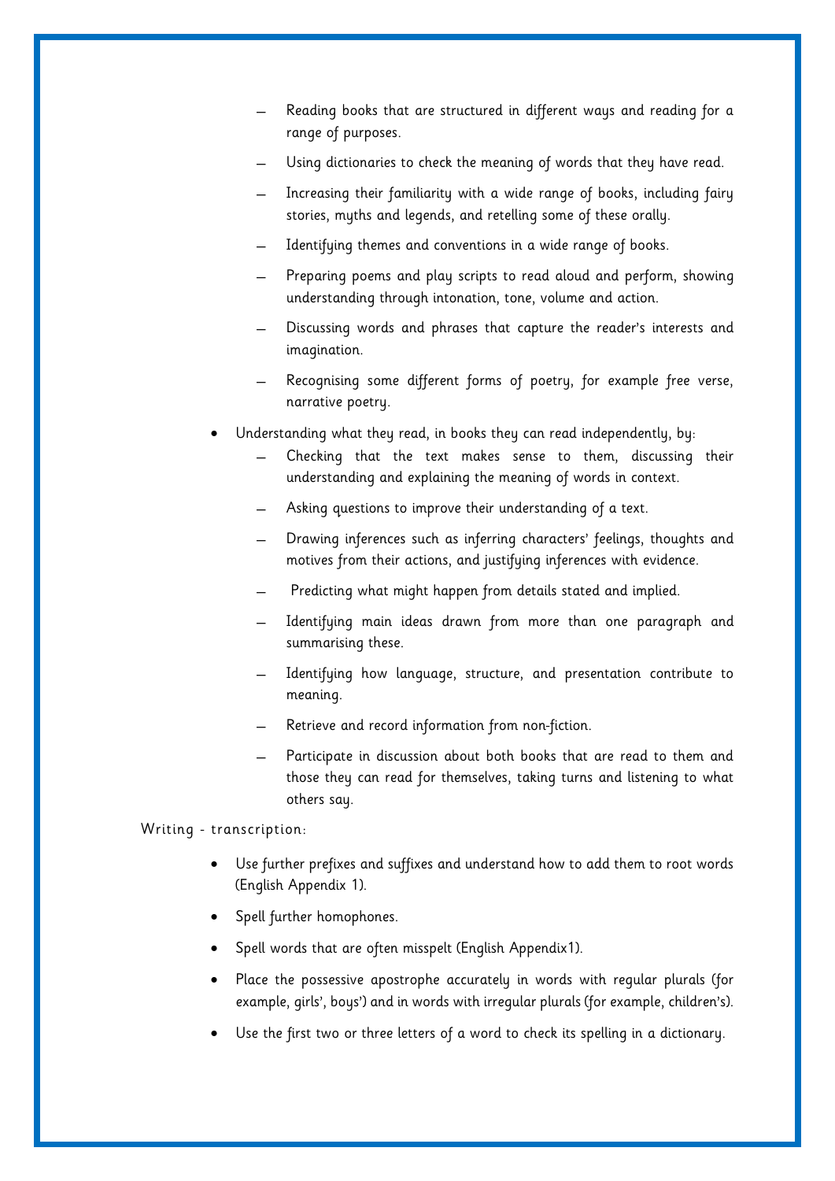- Reading books that are structured in different ways and reading for a range of purposes.
  - Using dictionaries to check the meaning of words that they have read.
  - Increasing their familiarity with a wide range of books, including fairy stories, myths and legends, and retelling some of these orally.
  - Identifying themes and conventions in a wide range of books.
  - Preparing poems and play scripts to read aloud and perform, showing understanding through intonation, tone, volume and action.
  - Discussing words and phrases that capture the reader's interests and imagination.
  - Recognising some different forms of poetry, for example free verse, narrative poetry.

- Understanding what they read, in books they can read independently, by:
  - Checking that the text makes sense to them, discussing their understanding and explaining the meaning of words in context.
  - Asking questions to improve their understanding of a text.
  - Drawing inferences such as inferring characters' feelings, thoughts and motives from their actions, and justifying inferences with evidence.
  - Predicting what might happen from details stated and implied.
  - Identifying main ideas drawn from more than one paragraph and summarising these.
  - Identifying how language, structure, and presentation contribute to meaning.
  - Retrieve and record information from non-fiction.
  - Participate in discussion about both books that are read to them and those they can read for themselves, taking turns and listening to what others say.

Writing - transcription:

- Use further prefixes and suffixes and understand how to add them to root words (English Appendix 1).
- Spell further homophones.
- Spell words that are often misspelt (English Appendix1).
- Place the possessive apostrophe accurately in words with regular plurals (for example, girls', boys') and in words with irregular plurals (for example, children's).
- Use the first two or three letters of a word to check its spelling in a dictionary.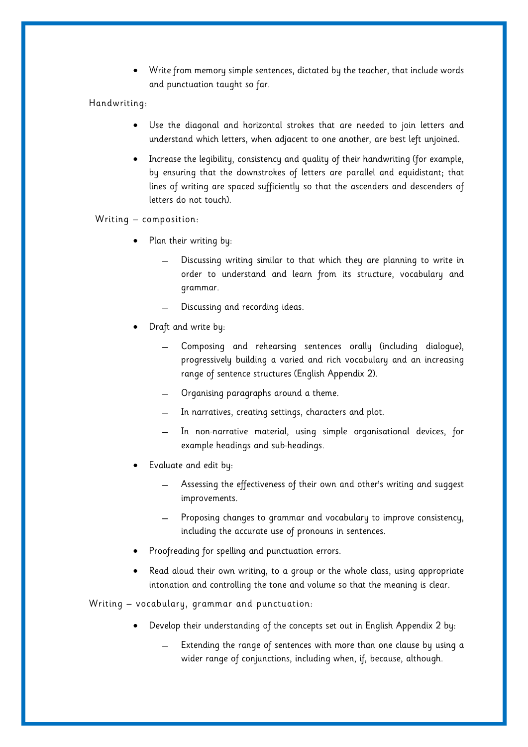- Write from memory simple sentences, dictated by the teacher, that include words and punctuation taught so far.

Handwriting:

- Use the diagonal and horizontal strokes that are needed to join letters and understand which letters, when adjacent to one another, are best left unjoined.
- Increase the legibility, consistency and quality of their handwriting (for example, by ensuring that the downstrokes of letters are parallel and equidistant; that lines of writing are spaced sufficiently so that the ascenders and descenders of letters do not touch).

Writing – composition:

- Plan their writing by:
  - Discussing writing similar to that which they are planning to write in order to understand and learn from its structure, vocabulary and grammar.
  - Discussing and recording ideas.
- Draft and write by:
  - Composing and rehearsing sentences orally (including dialogue), progressively building a varied and rich vocabulary and an increasing range of sentence structures (English Appendix 2).
  - Organising paragraphs around a theme.
  - In narratives, creating settings, characters and plot.
  - In non-narrative material, using simple organisational devices, for example headings and sub-headings.
- Evaluate and edit by:
  - Assessing the effectiveness of their own and other's writing and suggest improvements.
  - Proposing changes to grammar and vocabulary to improve consistency, including the accurate use of pronouns in sentences.
- Proofreading for spelling and punctuation errors.
- Read aloud their own writing, to a group or the whole class, using appropriate intonation and controlling the tone and volume so that the meaning is clear.

Writing – vocabulary, grammar and punctuation:

- Develop their understanding of the concepts set out in English Appendix 2 by:
  - Extending the range of sentences with more than one clause by using a wider range of conjunctions, including when, if, because, although.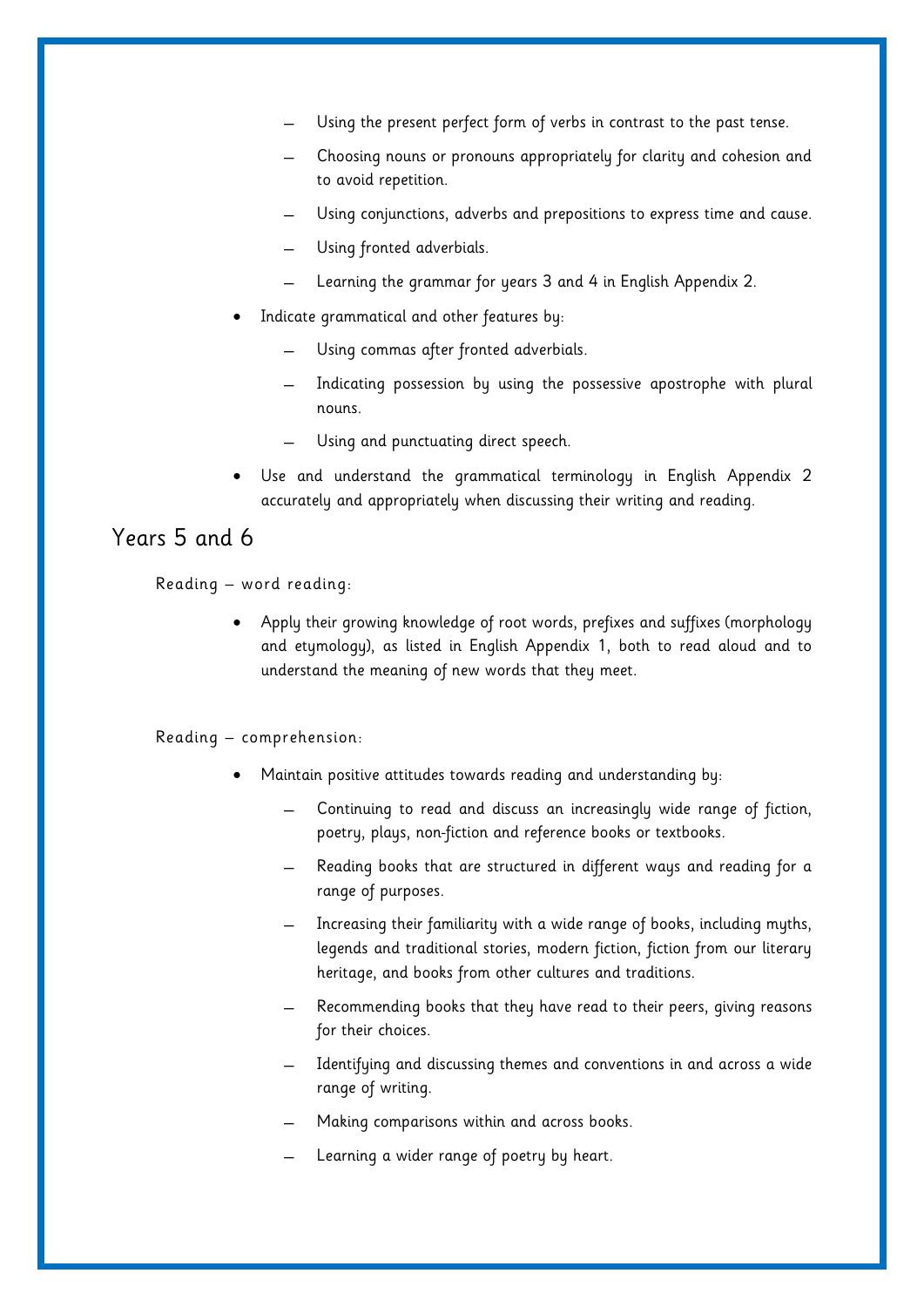- Using the present perfect form of verbs in contrast to the past tense.
  - Choosing nouns or pronouns appropriately for clarity and cohesion and to avoid repetition.
  - Using conjunctions, adverbs and prepositions to express time and cause.
  - Using fronted adverbials.
  - Learning the grammar for years 3 and 4 in English Appendix 2.
- Indicate grammatical and other features by:
  - Using commas after fronted adverbials.
  - Indicating possession by using the possessive apostrophe with plural nouns.
  - Using and punctuating direct speech.
- Use and understand the grammatical terminology in English Appendix 2 accurately and appropriately when discussing their writing and reading.

## Years 5 and 6

Reading – word reading:

- Apply their growing knowledge of root words, prefixes and suffixes (morphology and etymology), as listed in English Appendix 1, both to read aloud and to understand the meaning of new words that they meet.

Reading – comprehension:

- Maintain positive attitudes towards reading and understanding by:
  - Continuing to read and discuss an increasingly wide range of fiction, poetry, plays, non-fiction and reference books or textbooks.
  - Reading books that are structured in different ways and reading for a range of purposes.
  - Increasing their familiarity with a wide range of books, including myths, legends and traditional stories, modern fiction, fiction from our literary heritage, and books from other cultures and traditions.
  - Recommending books that they have read to their peers, giving reasons for their choices.
  - Identifying and discussing themes and conventions in and across a wide range of writing.
  - Making comparisons within and across books.
  - Learning a wider range of poetry by heart.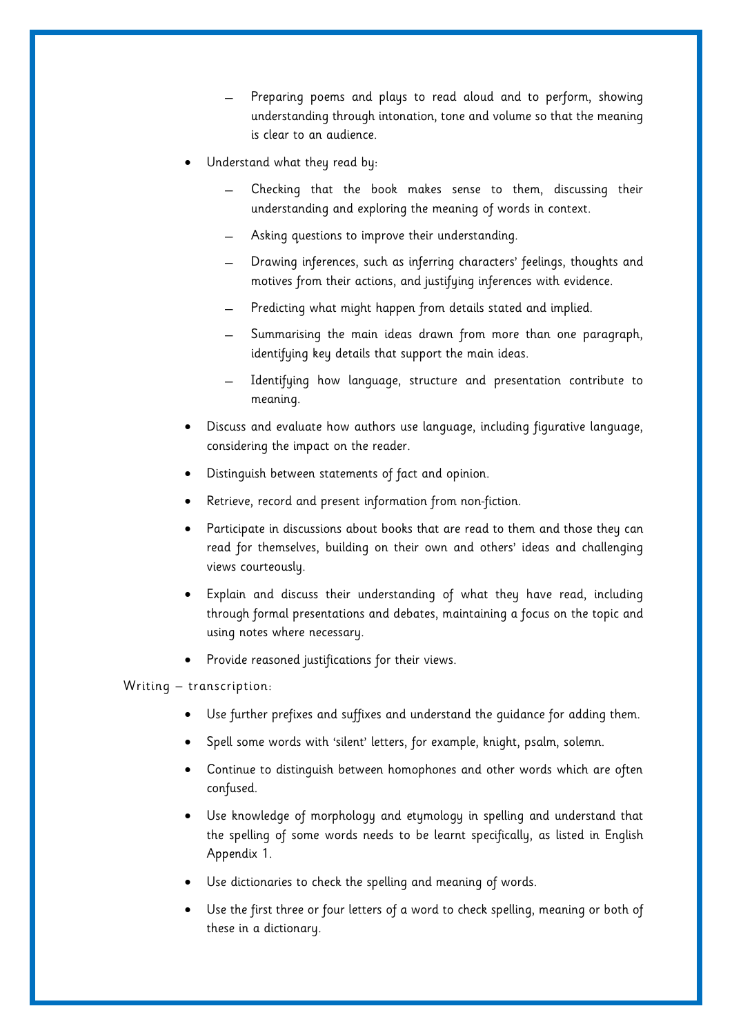- Preparing poems and plays to read aloud and to perform, showing understanding through intonation, tone and volume so that the meaning is clear to an audience.
- Understand what they read by:
  - Checking that the book makes sense to them, discussing their understanding and exploring the meaning of words in context.
  - Asking questions to improve their understanding.
  - Drawing inferences, such as inferring characters' feelings, thoughts and motives from their actions, and justifying inferences with evidence.
  - Predicting what might happen from details stated and implied.
  - Summarising the main ideas drawn from more than one paragraph, identifying key details that support the main ideas.
  - Identifying how language, structure and presentation contribute to meaning.
- Discuss and evaluate how authors use language, including figurative language, considering the impact on the reader.
- Distinguish between statements of fact and opinion.
- Retrieve, record and present information from non-fiction.
- Participate in discussions about books that are read to them and those they can read for themselves, building on their own and others' ideas and challenging views courteously.
- Explain and discuss their understanding of what they have read, including through formal presentations and debates, maintaining a focus on the topic and using notes where necessary.
- Provide reasoned justifications for their views.

Writing – transcription:

- Use further prefixes and suffixes and understand the guidance for adding them.
- Spell some words with 'silent' letters, for example, knight, psalm, solemn.
- Continue to distinguish between homophones and other words which are often confused.
- Use knowledge of morphology and etymology in spelling and understand that the spelling of some words needs to be learnt specifically, as listed in English Appendix 1.
- Use dictionaries to check the spelling and meaning of words.
- Use the first three or four letters of a word to check spelling, meaning or both of these in a dictionary.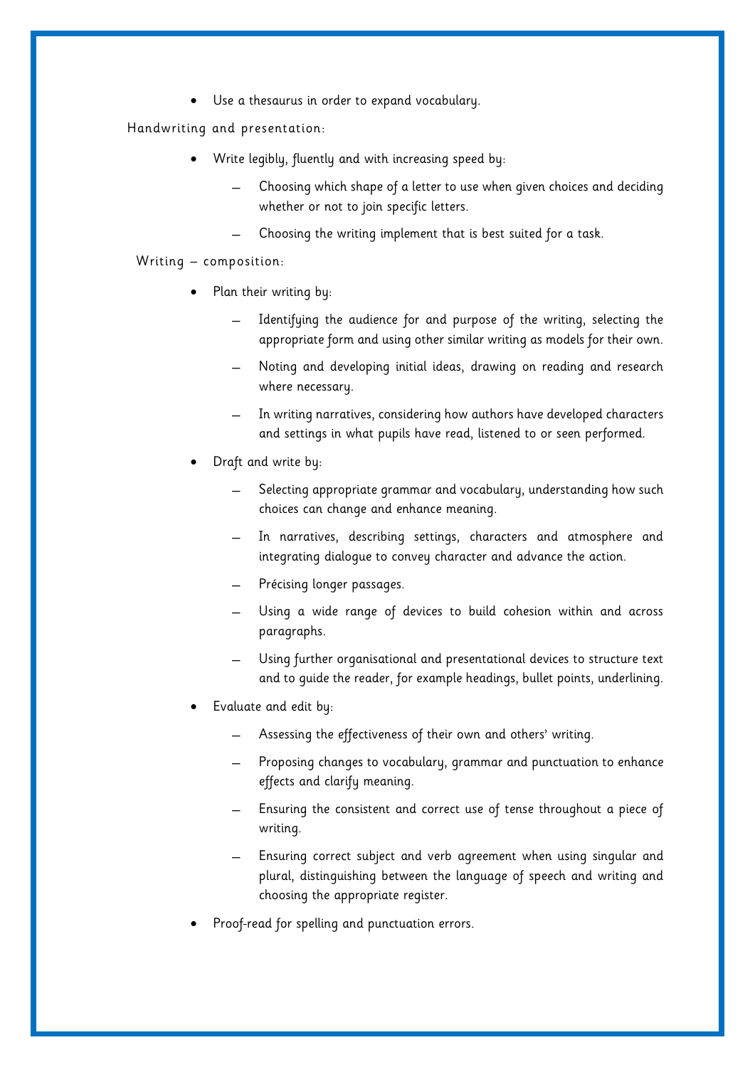- Use a thesaurus in order to expand vocabulary.

Handwriting and presentation:

- Write legibly, fluently and with increasing speed by:
  - Choosing which shape of a letter to use when given choices and deciding whether or not to join specific letters.
  - Choosing the writing implement that is best suited for a task.

Writing – composition:

- Plan their writing by:
  - Identifying the audience for and purpose of the writing, selecting the appropriate form and using other similar writing as models for their own.
  - Noting and developing initial ideas, drawing on reading and research where necessary.
  - In writing narratives, considering how authors have developed characters and settings in what pupils have read, listened to or seen performed.
- Draft and write by:
  - Selecting appropriate grammar and vocabulary, understanding how such choices can change and enhance meaning.
  - In narratives, describing settings, characters and atmosphere and integrating dialogue to convey character and advance the action.
  - Précising longer passages.
  - Using a wide range of devices to build cohesion within and across paragraphs.
  - Using further organisational and presentational devices to structure text and to guide the reader, for example headings, bullet points, underlining.
- Evaluate and edit by:
  - Assessing the effectiveness of their own and others' writing.
  - Proposing changes to vocabulary, grammar and punctuation to enhance effects and clarify meaning.
  - Ensuring the consistent and correct use of tense throughout a piece of writing.
  - Ensuring correct subject and verb agreement when using singular and plural, distinguishing between the language of speech and writing and choosing the appropriate register.
- Proof-read for spelling and punctuation errors.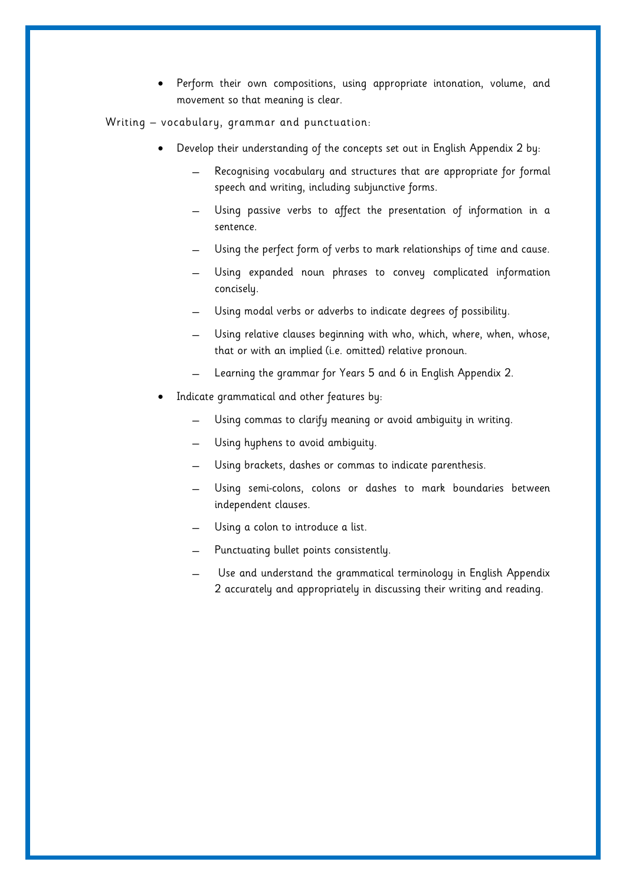- Perform their own compositions, using appropriate intonation, volume, and movement so that meaning is clear.

Writing – vocabulary, grammar and punctuation:

- Develop their understanding of the concepts set out in English Appendix 2 by:
  - Recognising vocabulary and structures that are appropriate for formal speech and writing, including subjunctive forms.
  - Using passive verbs to affect the presentation of information in a sentence.
  - Using the perfect form of verbs to mark relationships of time and cause.
  - Using expanded noun phrases to convey complicated information concisely.
  - Using modal verbs or adverbs to indicate degrees of possibility.
  - Using relative clauses beginning with who, which, where, when, whose, that or with an implied (i.e. omitted) relative pronoun.
  - Learning the grammar for Years 5 and 6 in English Appendix 2.
- Indicate grammatical and other features by:
  - Using commas to clarify meaning or avoid ambiguity in writing.
  - Using hyphens to avoid ambiguity.
  - Using brackets, dashes or commas to indicate parenthesis.
  - Using semi-colons, colons or dashes to mark boundaries between independent clauses.
  - Using a colon to introduce a list.
  - Punctuating bullet points consistently.
  - Use and understand the grammatical terminology in English Appendix 2 accurately and appropriately in discussing their writing and reading.